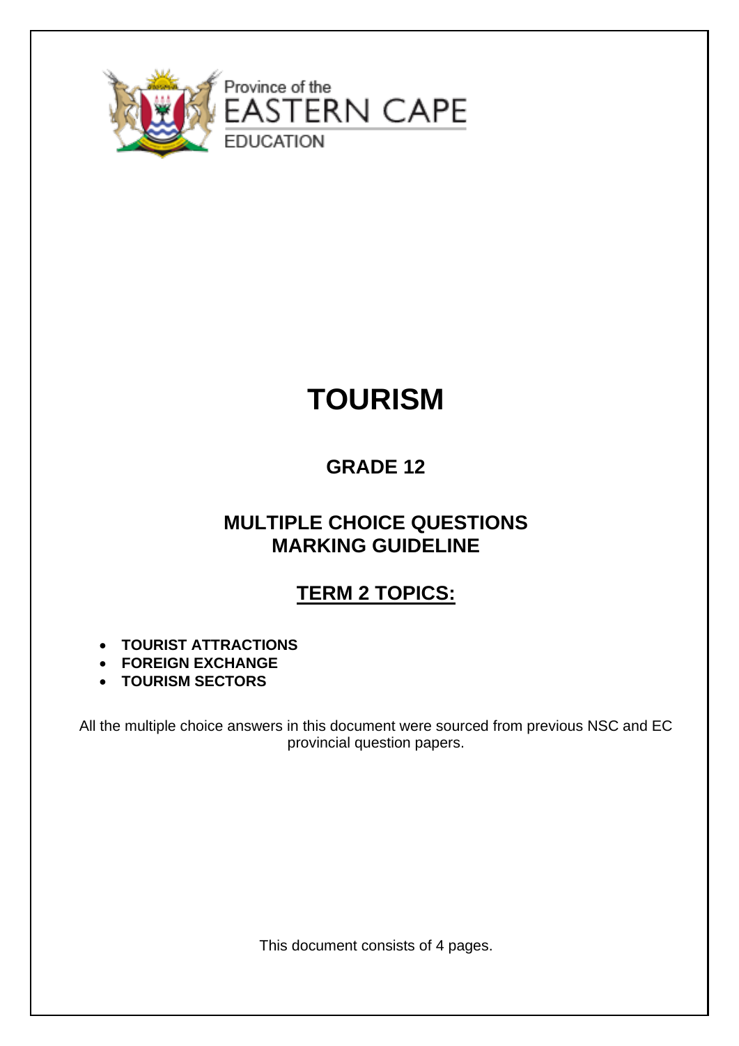Province of the
EASTERN CAPE
EDUCATION

# TOURISM

## GRADE 12

## MULTIPLE CHOICE QUESTIONS MARKING GUIDELINE

## TERM 2 TOPICS:

- **TOURIST ATTRACTIONS**
- **FOREIGN EXCHANGE**
- **TOURISM SECTORS**

All the multiple choice answers in this document were sourced from previous NSC and EC provincial question papers.

This document consists of 4 pages.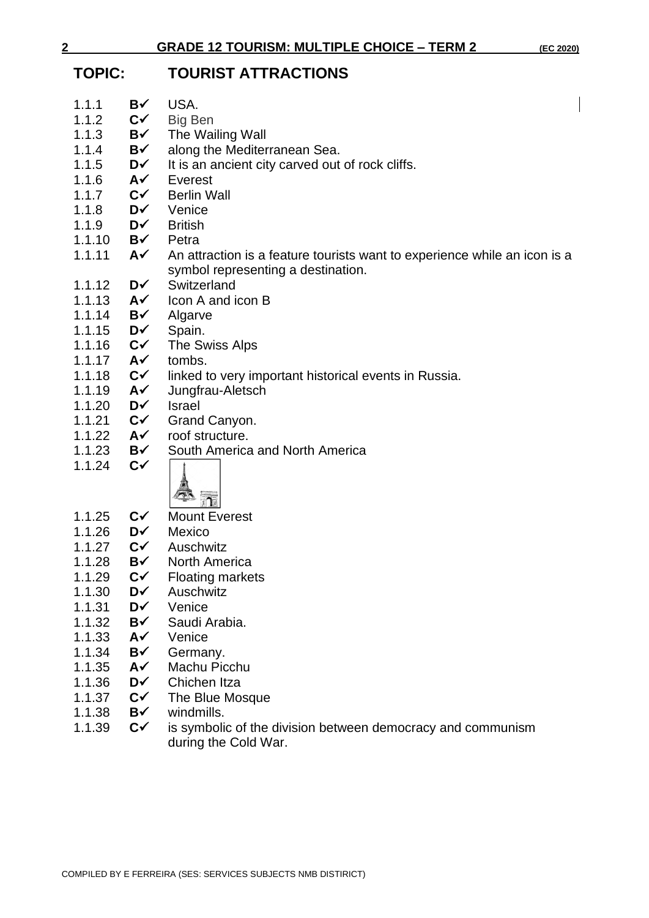# TOPIC: TOURIST ATTRACTIONS

1.1.1 **B✓** USA.
1.1.2 **C✓** Big Ben
1.1.3 **B✓** The Wailing Wall
1.1.4 **B✓** along the Mediterranean Sea.
1.1.5 **D✓** It is an ancient city carved out of rock cliffs.
1.1.6 **A✓** Everest
1.1.7 **C✓** Berlin Wall
1.1.8 **D✓** Venice
1.1.9 **D✓** British
1.1.10 **B✓** Petra
1.1.11 **A✓** An attraction is a feature tourists want to experience while an icon is a symbol representing a destination.
1.1.12 **D✓** Switzerland
1.1.13 **A✓** Icon A and icon B
1.1.14 **B✓** Algarve
1.1.15 **D✓** Spain.
1.1.16 **C✓** The Swiss Alps
1.1.17 **A✓** tombs.
1.1.18 **C✓** linked to very important historical events in Russia.
1.1.19 **A✓** Jungfrau-Aletsch
1.1.20 **D✓** Israel
1.1.21 **C✓** Grand Canyon.
1.1.22 **A✓** roof structure.
1.1.23 **B✓** South America and North America
1.1.24 **C✓**
1.1.25 **C✓** Mount Everest
1.1.26 **D✓** Mexico
1.1.27 **C✓** Auschwitz
1.1.28 **B✓** North America
1.1.29 **C✓** Floating markets
1.1.30 **D✓** Auschwitz
1.1.31 **D✓** Venice
1.1.32 **B✓** Saudi Arabia.
1.1.33 **A✓** Venice
1.1.34 **B✓** Germany.
1.1.35 **A✓** Machu Picchu
1.1.36 **D✓** Chichen Itza
1.1.37 **C✓** The Blue Mosque
1.1.38 **B✓** windmills.
1.1.39 **C✓** is symbolic of the division between democracy and communism during the Cold War.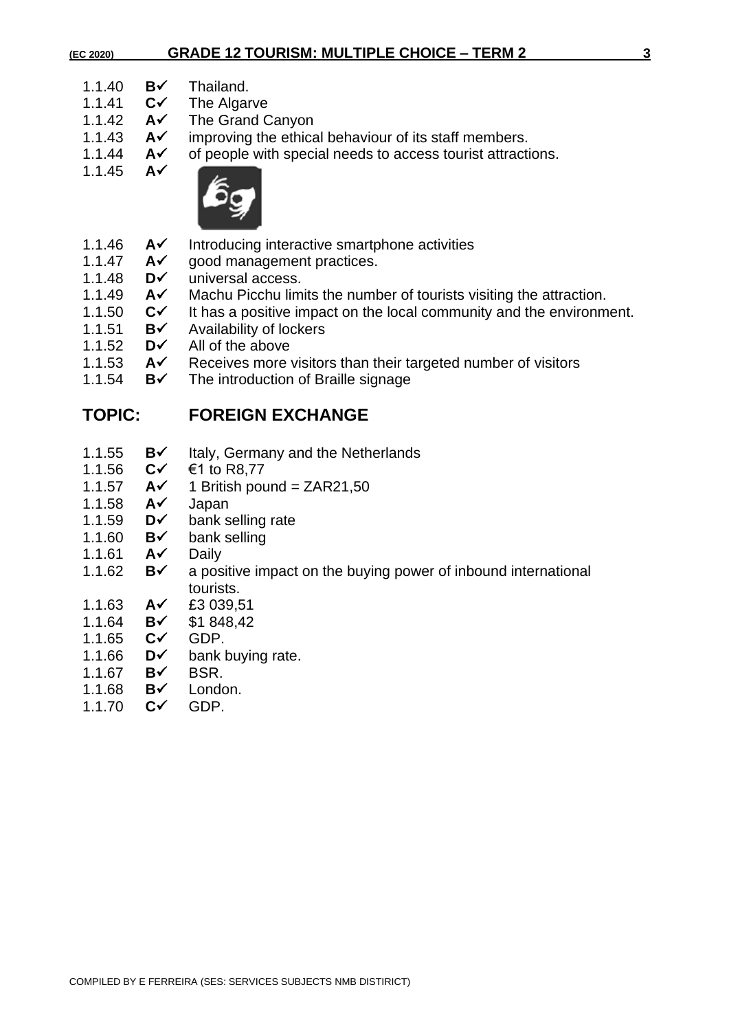1.1.40 **B✓** Thailand.
1.1.41 **C✓** The Algarve
1.1.42 **A✓** The Grand Canyon
1.1.43 **A✓** improving the ethical behaviour of its staff members.
1.1.44 **A✓** of people with special needs to access tourist attractions.
1.1.45 **A✓**
1.1.46 **A✓** Introducing interactive smartphone activities
1.1.47 **A✓** good management practices.
1.1.48 **D✓** universal access.
1.1.49 **A✓** Machu Picchu limits the number of tourists visiting the attraction.
1.1.50 **C✓** It has a positive impact on the local community and the environment.
1.1.51 **B✓** Availability of lockers
1.1.52 **D✓** All of the above
1.1.53 **A✓** Receives more visitors than their targeted number of visitors
1.1.54 **B✓** The introduction of Braille signage

## TOPIC: FOREIGN EXCHANGE

1.1.55 **B✓** Italy, Germany and the Netherlands
1.1.56 **C✓** €1 to R8,77
1.1.57 **A✓** 1 British pound = ZAR21,50
1.1.58 **A✓** Japan
1.1.59 **D✓** bank selling rate
1.1.60 **B✓** bank selling
1.1.61 **A✓** Daily
1.1.62 **B✓** a positive impact on the buying power of inbound international tourists.
1.1.63 **A✓** £3 039,51
1.1.64 **B✓** $1 848,42
1.1.65 **C✓** GDP.
1.1.66 **D✓** bank buying rate.
1.1.67 **B✓** BSR.
1.1.68 **B✓** London.
1.1.70 **C✓** GDP.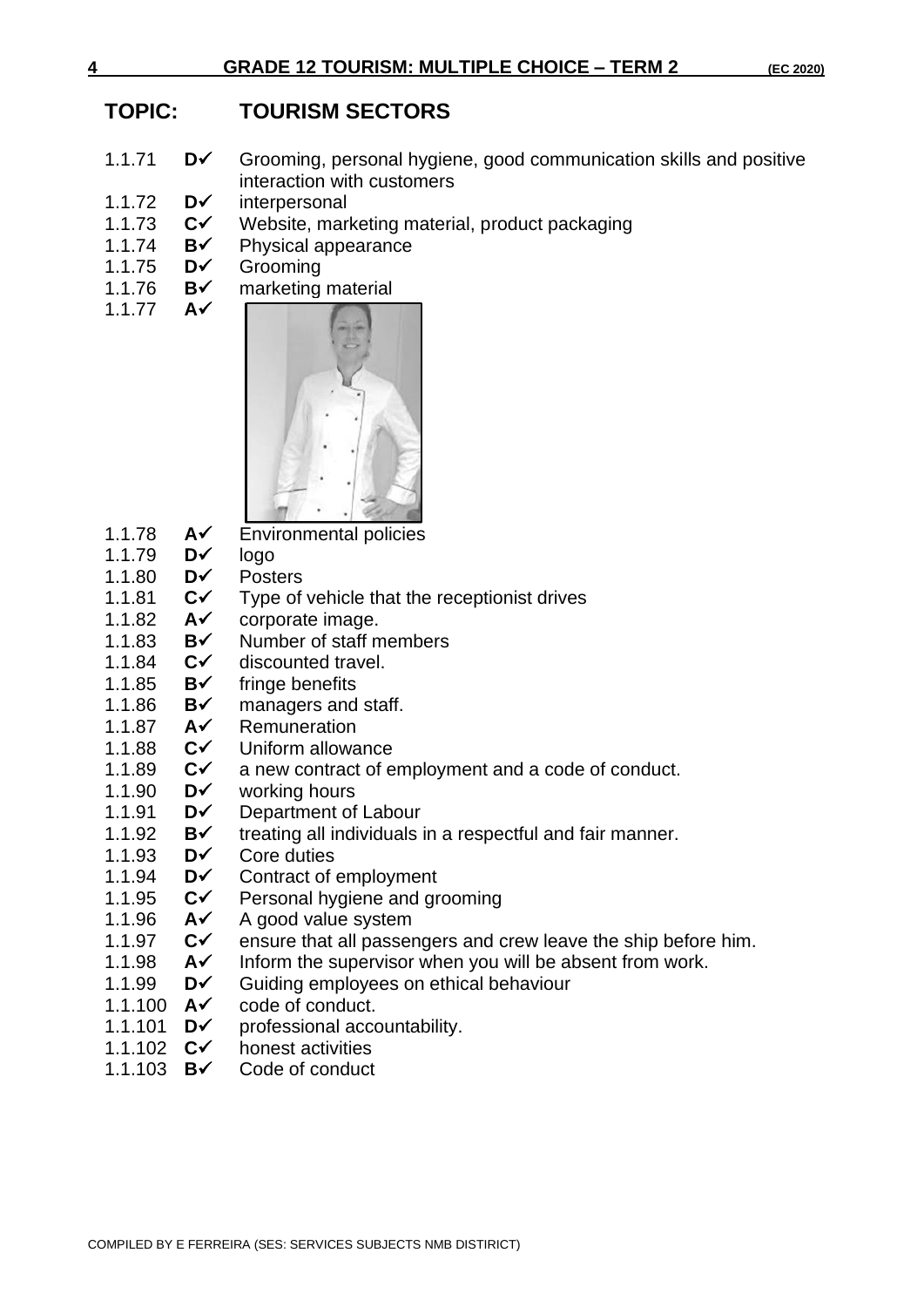## TOPIC: TOURISM SECTORS

1.1.71 **D**✓ Grooming, personal hygiene, good communication skills and positive interaction with customers
1.1.72 **D**✓ interpersonal
1.1.73 **C**✓ Website, marketing material, product packaging
1.1.74 **B**✓ Physical appearance
1.1.75 **D**✓ Grooming
1.1.76 **B**✓ marketing material
1.1.77 **A**✓
1.1.78 **A**✓ Environmental policies
1.1.79 **D**✓ logo
1.1.80 **D**✓ Posters
1.1.81 **C**✓ Type of vehicle that the receptionist drives
1.1.82 **A**✓ corporate image.
1.1.83 **B**✓ Number of staff members
1.1.84 **C**✓ discounted travel.
1.1.85 **B**✓ fringe benefits
1.1.86 **B**✓ managers and staff.
1.1.87 **A**✓ Remuneration
1.1.88 **C**✓ Uniform allowance
1.1.89 **C**✓ a new contract of employment and a code of conduct.
1.1.90 **D**✓ working hours
1.1.91 **D**✓ Department of Labour
1.1.92 **B**✓ treating all individuals in a respectful and fair manner.
1.1.93 **D**✓ Core duties
1.1.94 **D**✓ Contract of employment
1.1.95 **C**✓ Personal hygiene and grooming
1.1.96 **A**✓ A good value system
1.1.97 **C**✓ ensure that all passengers and crew leave the ship before him.
1.1.98 **A**✓ Inform the supervisor when you will be absent from work.
1.1.99 **D**✓ Guiding employees on ethical behaviour
1.1.100 **A**✓ code of conduct.
1.1.101 **D**✓ professional accountability.
1.1.102 **C**✓ honest activities
1.1.103 **B**✓ Code of conduct

COMPILED BY E FERREIRA (SES: SERVICES SUBJECTS NMB DISTIRICT)